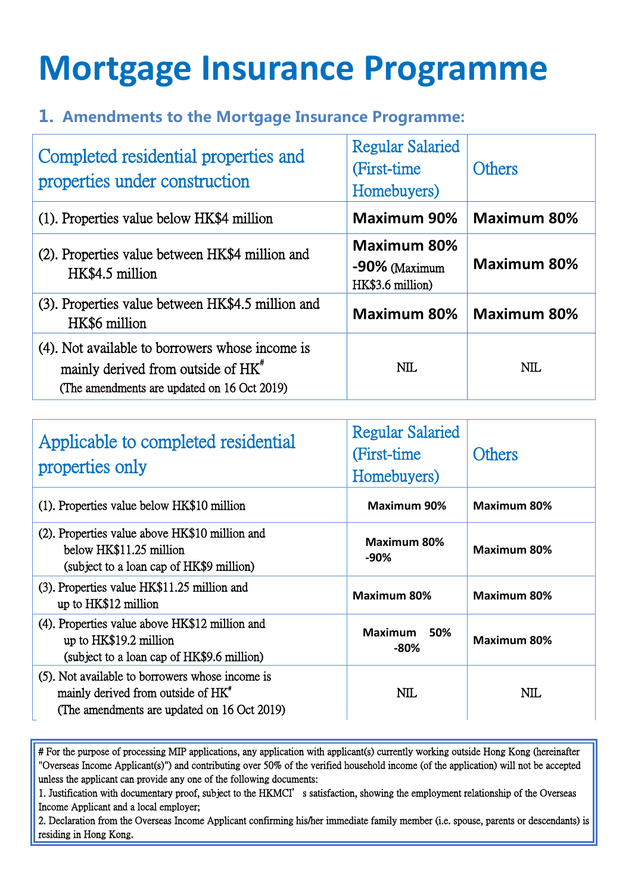# Mortgage Insurance Programme

## 1. Amendments to the Mortgage Insurance Programme:

| Completed residential properties and properties under construction | Regular Salaried (First-time Homebuyers) | Others |
|---|---|---|
| (1). Properties value below HK$4 million | **Maximum 90%** | **Maximum 80%** |
| (2). Properties value between HK$4 million and HK$4.5 million | **Maximum 80% -90%** (Maximum HK$3.6 million) | **Maximum 80%** |
| (3). Properties value between HK$4.5 million and HK$6 million | **Maximum 80%** | **Maximum 80%** |
| (4). Not available to borrowers whose income is mainly derived from outside of HK# (The amendments are updated on 16 Oct 2019) | NIL | NIL |

| Applicable to completed residential properties only | Regular Salaried (First-time Homebuyers) | Others |
|---|---|---|
| (1). Properties value below HK$10 million | **Maximum 90%** | **Maximum 80%** |
| (2). Properties value above HK$10 million and below HK$11.25 million (subject to a loan cap of HK$9 million) | **Maximum 80% -90%** | **Maximum 80%** |
| (3). Properties value HK$11.25 million and up to HK$12 million | **Maximum 80%** | **Maximum 80%** |
| (4). Properties value above HK$12 million and up to HK$19.2 million (subject to a loan cap of HK$9.6 million) | **Maximum 50% -80%** | **Maximum 80%** |
| (5). Not available to borrowers whose income is mainly derived from outside of HK# (The amendments are updated on 16 Oct 2019) | NIL | NIL |

# For the purpose of processing MIP applications, any application with applicant(s) currently working outside Hong Kong (hereinafter "Overseas Income Applicant(s)") and contributing over 50% of the verified household income (of the application) will not be accepted unless the applicant can provide any one of the following documents:

1. Justification with documentary proof, subject to the HKMCI's satisfaction, showing the employment relationship of the Overseas Income Applicant and a local employer;
2. Declaration from the Overseas Income Applicant confirming his/her immediate family member (i.e. spouse, parents or descendants) is residing in Hong Kong.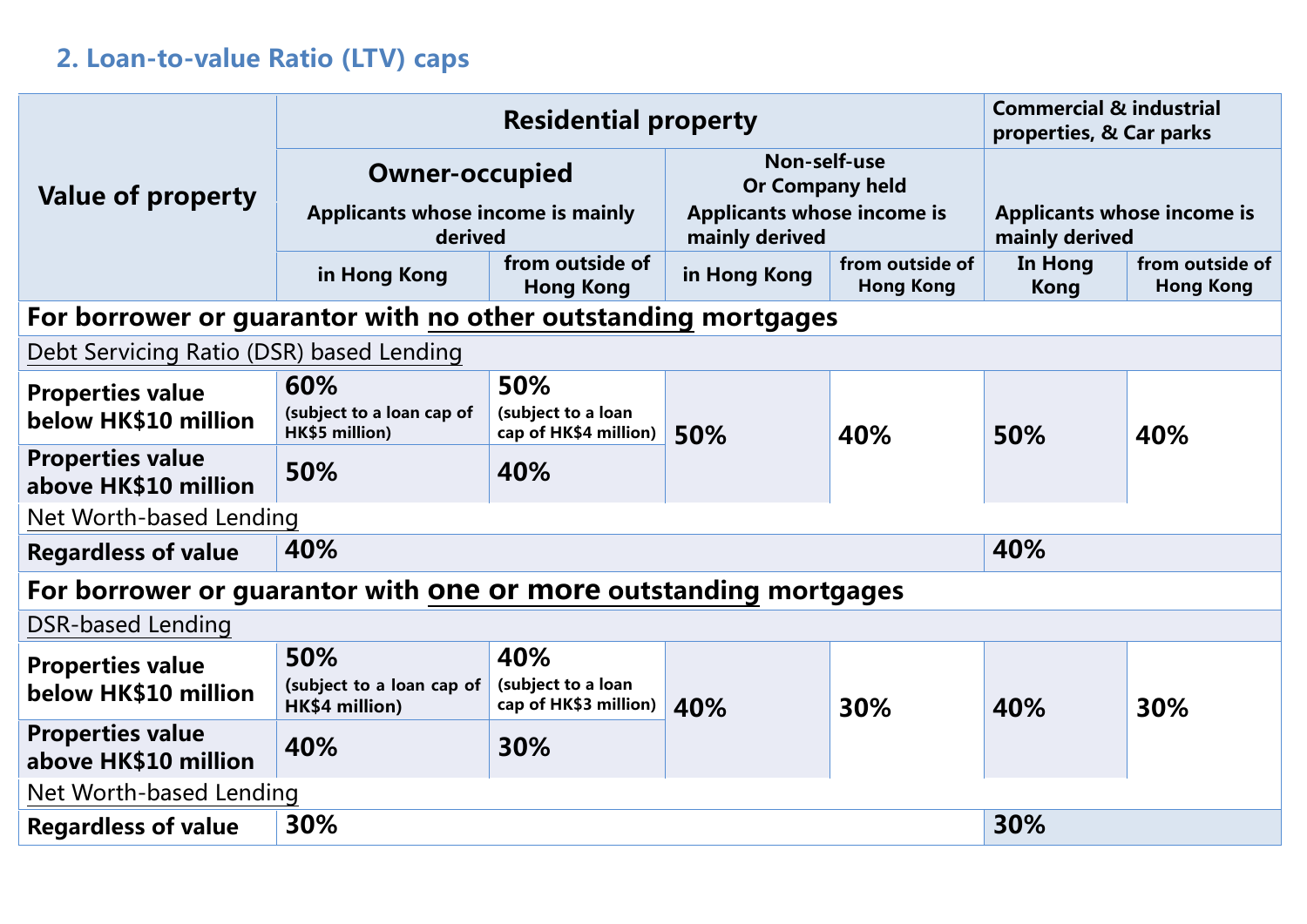## 2. Loan-to-value Ratio (LTV) caps

| Value of property | Residential property | | | | Commercial & industrial properties, & Car parks | |
|---|---|---|---|---|---|---|
| | Owner-occupied<br>Applicants whose income is mainly derived | | Non-self-use Or Company held<br>Applicants whose income is mainly derived | | Applicants whose income is mainly derived | |
| | in Hong Kong | from outside of Hong Kong | in Hong Kong | from outside of Hong Kong | In Hong Kong | from outside of Hong Kong |
| **For borrower or guarantor with no other outstanding mortgages** | | | | | | |
| Debt Servicing Ratio (DSR) based Lending | | | | | | |
| **Properties value below HK$10 million** | **60%** (subject to a loan cap of HK$5 million) | **50%** (subject to a loan cap of HK$4 million) | **50%** | **40%** | **50%** | **40%** |
| **Properties value above HK$10 million** | **50%** | **40%** | | | | |
| Net Worth-based Lending | | | | | | |
| **Regardless of value** | **40%** | | | | **40%** | |
| **For borrower or guarantor with one or more outstanding mortgages** | | | | | | |
| DSR-based Lending | | | | | | |
| **Properties value below HK$10 million** | **50%** (subject to a loan cap of HK$4 million) | **40%** (subject to a loan cap of HK$3 million) | **40%** | **30%** | **40%** | **30%** |
| **Properties value above HK$10 million** | **40%** | **30%** | | | | |
| Net Worth-based Lending | | | | | | |
| **Regardless of value** | **30%** | | | | **30%** | |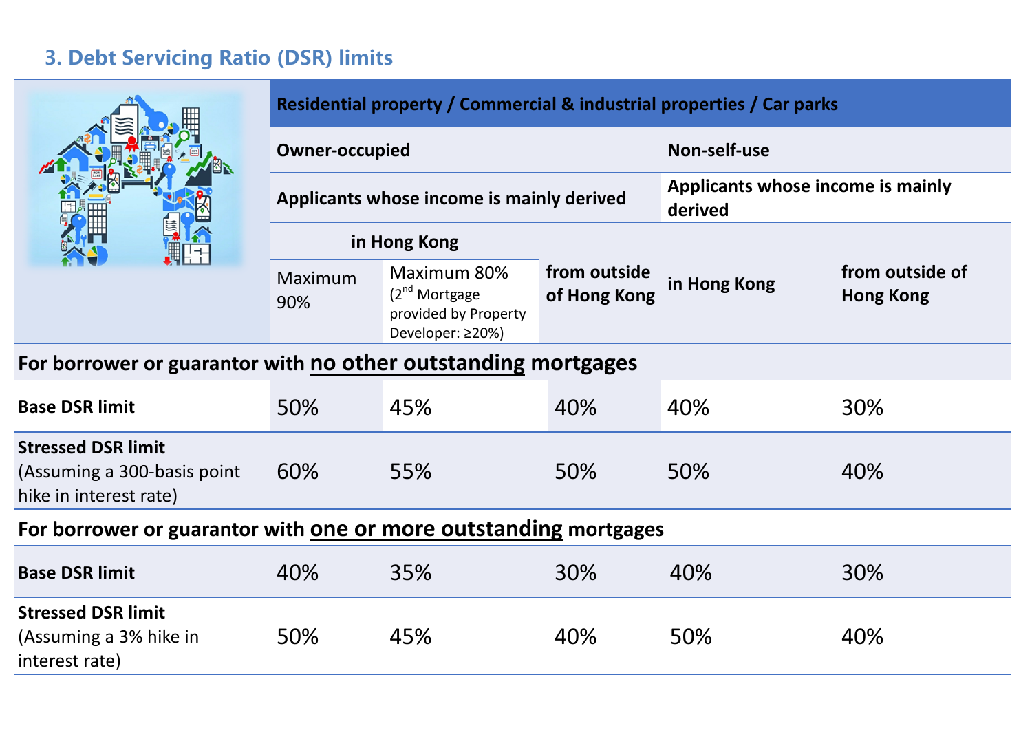## 3. Debt Servicing Ratio (DSR) limits

| | Residential property / Commercial & industrial properties / Car parks | | | | |
|---|---|---|---|---|---|
| | Owner-occupied | | | Non-self-use | |
| | Applicants whose income is mainly derived | | | Applicants whose income is mainly derived | |
| | in Hong Kong | | from outside of Hong Kong | in Hong Kong | from outside of Hong Kong |
| | Maximum 90% | Maximum 80% (2nd Mortgage provided by Property Developer: ≥20%) | | | |
| **For borrower or guarantor with no other outstanding mortgages** | | | | | |
| **Base DSR limit** | 50% | 45% | 40% | 40% | 30% |
| **Stressed DSR limit** (Assuming a 300-basis point hike in interest rate) | 60% | 55% | 50% | 50% | 40% |
| **For borrower or guarantor with one or more outstanding mortgages** | | | | | |
| **Base DSR limit** | 40% | 35% | 30% | 40% | 30% |
| **Stressed DSR limit** (Assuming a 3% hike in interest rate) | 50% | 45% | 40% | 50% | 40% |